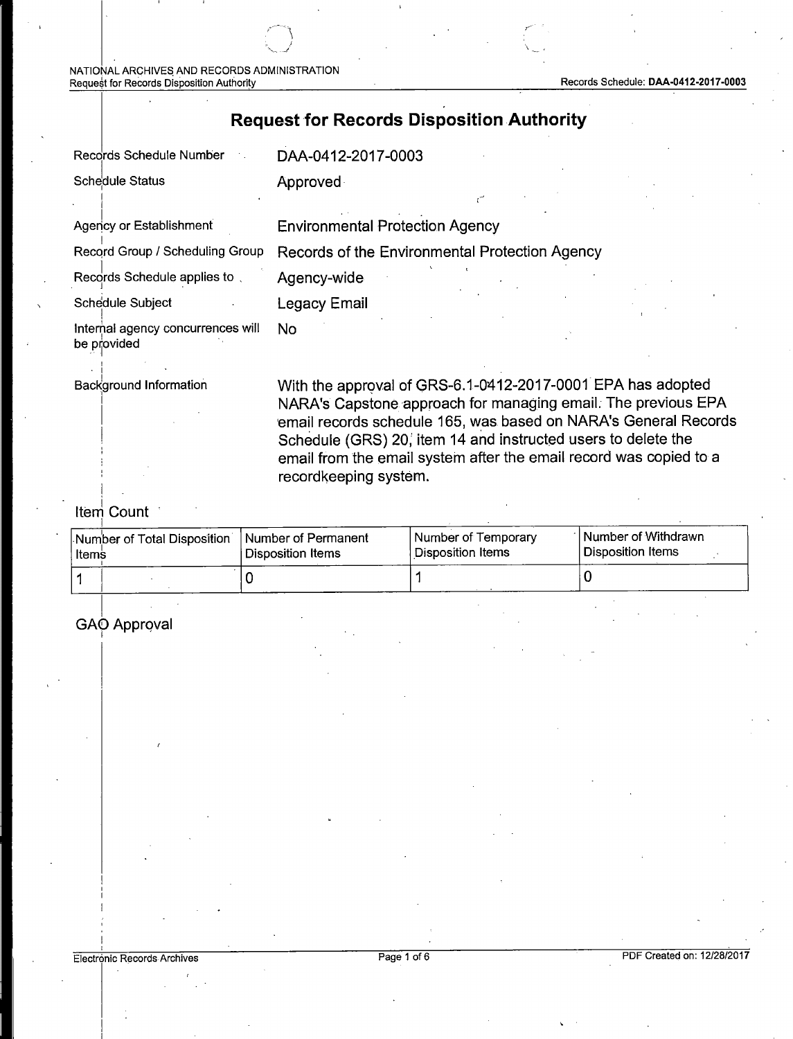# Request for Records Disposition Authority

| | |
|---|---|
| Records Schedule Number | DAA-0412-2017-0003 |
| Schedule Status | Approved |
| Agency or Establishment | Environmental Protection Agency |
| Record Group / Scheduling Group | Records of the Environmental Protection Agency |
| Records Schedule applies to | Agency-wide |
| Schedule Subject | Legacy Email |
| Internal agency concurrences will be provided | No |
| Background Information | With the approval of GRS-6.1-0412-2017-0001 EPA has adopted NARA's Capstone approach for managing email. The previous EPA email records schedule 165, was based on NARA's General Records Schedule (GRS) 20, item 14 and instructed users to delete the email from the email system after the email record was copied to a recordkeeping system. |

## Item Count

| Number of Total Disposition Items | Number of Permanent Disposition Items | Number of Temporary Disposition Items | Number of Withdrawn Disposition Items |
|---|---|---|---|
| 1 | 0 | 1 | 0 |

## GAO Approval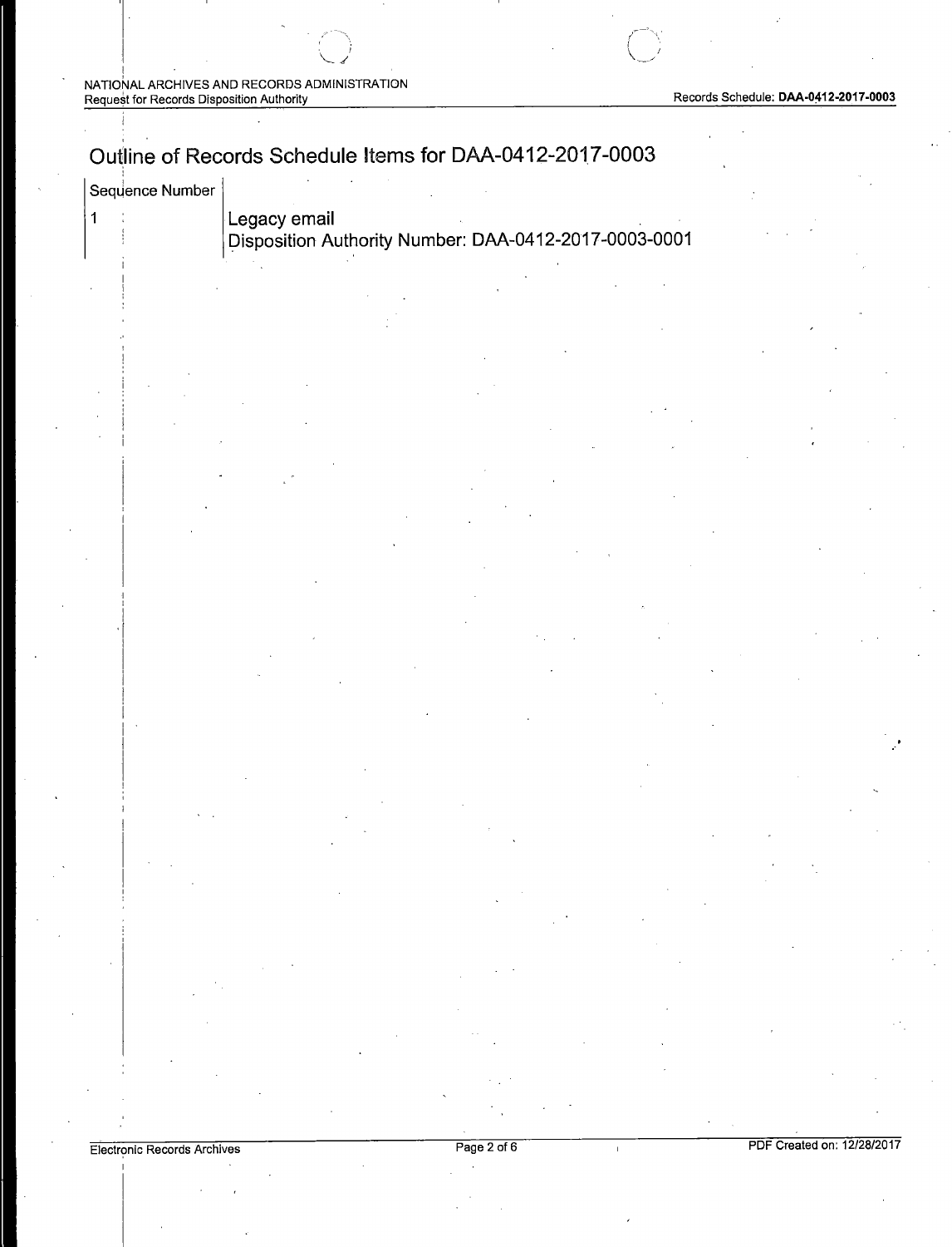# Outline of Records Schedule Items for DAA-0412-2017-0003

| Sequence Number | |
|---|---|
| 1 | Legacy email<br>Disposition Authority Number: DAA-0412-2017-0003-0001 |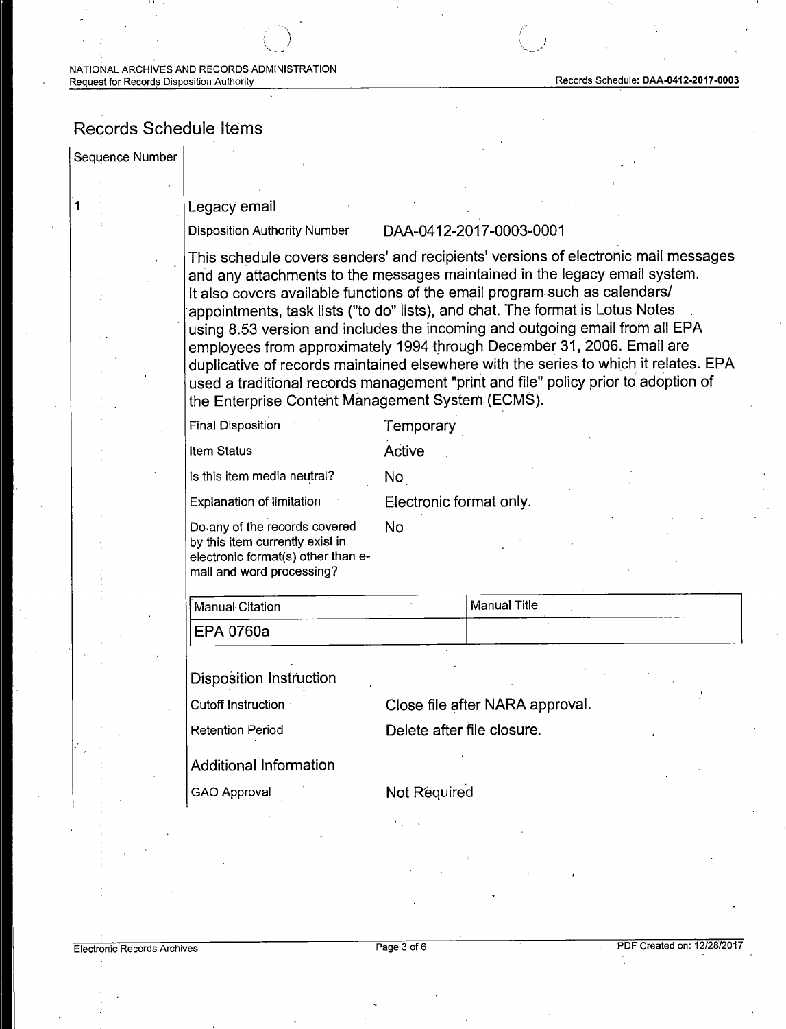## Records Schedule Items

Sequence Number

1

### Legacy email

Disposition Authority Number DAA-0412-2017-0003-0001

This schedule covers senders' and recipients' versions of electronic mail messages and any attachments to the messages maintained in the legacy email system. It also covers available functions of the email program such as calendars/ appointments, task lists ("to do" lists), and chat. The format is Lotus Notes using 8.53 version and includes the incoming and outgoing email from all EPA employees from approximately 1994 through December 31, 2006. Email are duplicative of records maintained elsewhere with the series to which it relates. EPA used a traditional records management "print and file" policy prior to adoption of the Enterprise Content Management System (ECMS).

| | |
|---|---|
| Final Disposition | Temporary |
| Item Status | Active |
| Is this item media neutral? | No |
| Explanation of limitation | Electronic format only. |
| Do any of the records covered by this item currently exist in electronic format(s) other than e-mail and word processing? | No |

| Manual Citation | Manual Title |
|---|---|
| EPA 0760a | |

#### Disposition Instruction

| | |
|---|---|
| Cutoff Instruction | Close file after NARA approval. |
| Retention Period | Delete after file closure. |

#### Additional Information

| | |
|---|---|
| GAO Approval | Not Required |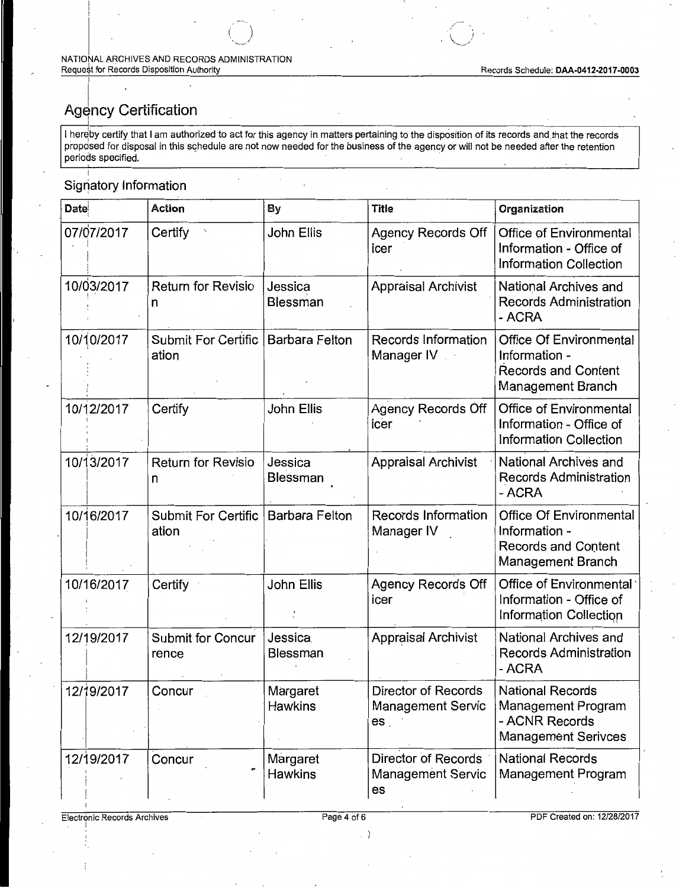## Agency Certification

I hereby certify that I am authorized to act for this agency in matters pertaining to the disposition of its records and that the records proposed for disposal in this schedule are not now needed for the business of the agency or will not be needed after the retention periods specified.

### Signatory Information

| Date | Action | By | Title | Organization |
|---|---|---|---|---|
| 07/07/2017 | Certify | John Ellis | Agency Records Officer | Office of Environmental Information - Office of Information Collection |
| 10/03/2017 | Return for Revision | Jessica Blessman | Appraisal Archivist | National Archives and Records Administration - ACRA |
| 10/10/2017 | Submit For Certification | Barbara Felton | Records Information Manager IV | Office Of Environmental Information - Records and Content Management Branch |
| 10/12/2017 | Certify | John Ellis | Agency Records Officer | Office of Environmental Information - Office of Information Collection |
| 10/13/2017 | Return for Revision | Jessica Blessman | Appraisal Archivist | National Archives and Records Administration - ACRA |
| 10/16/2017 | Submit For Certification | Barbara Felton | Records Information Manager IV | Office Of Environmental Information - Records and Content Management Branch |
| 10/16/2017 | Certify | John Ellis | Agency Records Officer | Office of Environmental Information - Office of Information Collection |
| 12/19/2017 | Submit for Concurrence | Jessica Blessman | Appraisal Archivist | National Archives and Records Administration - ACRA |
| 12/19/2017 | Concur | Margaret Hawkins | Director of Records Management Services | National Records Management Program - ACNR Records Management Serivces |
| 12/19/2017 | Concur | Margaret Hawkins | Director of Records Management Services | National Records Management Program |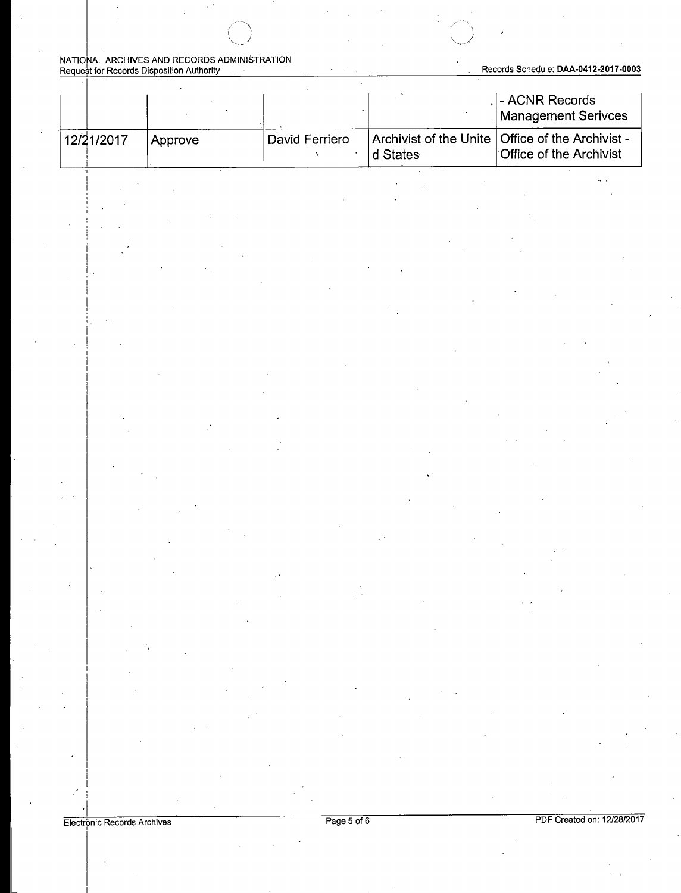| | | | | |
|---|---|---|---|---|
| | | | | - ACNR Records Management Serivces |
| 12/21/2017 | Approve | David Ferriero | Archivist of the United States | Office of the Archivist - Office of the Archivist |